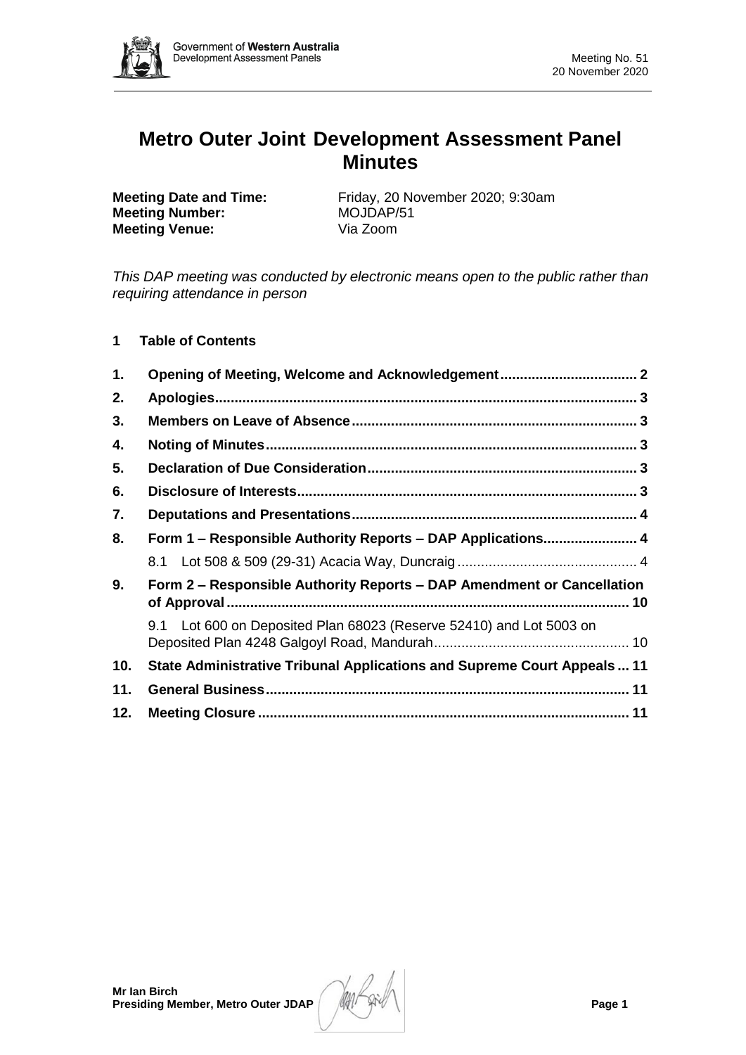# Metro Outer Joint Development Assessment Panel Minutes

**Meeting Date and Time:** Friday, 20 November 2020; 9:30am
**Meeting Number:** MOJDAP/51
**Meeting Venue:** Via Zoom

*This DAP meeting was conducted by electronic means open to the public rather than requiring attendance in person*

## 1 Table of Contents

1. Opening of Meeting, Welcome and Acknowledgement .......... 2
2. Apologies .......... 3
3. Members on Leave of Absence .......... 3
4. Noting of Minutes .......... 3
5. Declaration of Due Consideration .......... 3
6. Disclosure of Interests .......... 3
7. Deputations and Presentations .......... 4
8. Form 1 – Responsible Authority Reports – DAP Applications .......... 4
   - 8.1 Lot 508 & 509 (29-31) Acacia Way, Duncraig .......... 4
9. Form 2 – Responsible Authority Reports – DAP Amendment or Cancellation of Approval .......... 10
   - 9.1 Lot 600 on Deposited Plan 68023 (Reserve 52410) and Lot 5003 on Deposited Plan 4248 Galgoyl Road, Mandurah .......... 10
10. State Administrative Tribunal Applications and Supreme Court Appeals .......... 11
11. General Business .......... 11
12. Meeting Closure .......... 11

**Mr Ian Birch**
**Presiding Member, Metro Outer JDAP**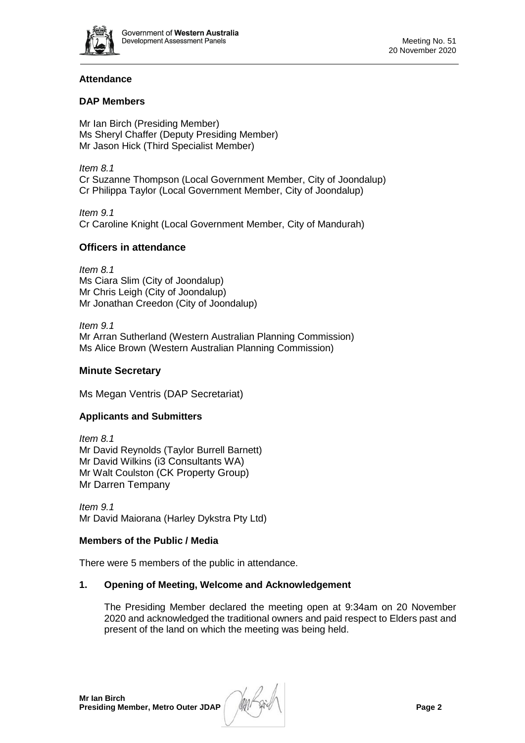## Attendance

### DAP Members

Mr Ian Birch (Presiding Member)
Ms Sheryl Chaffer (Deputy Presiding Member)
Mr Jason Hick (Third Specialist Member)

*Item 8.1*
Cr Suzanne Thompson (Local Government Member, City of Joondalup)
Cr Philippa Taylor (Local Government Member, City of Joondalup)

*Item 9.1*
Cr Caroline Knight (Local Government Member, City of Mandurah)

### Officers in attendance

*Item 8.1*
Ms Ciara Slim (City of Joondalup)
Mr Chris Leigh (City of Joondalup)
Mr Jonathan Creedon (City of Joondalup)

*Item 9.1*
Mr Arran Sutherland (Western Australian Planning Commission)
Ms Alice Brown (Western Australian Planning Commission)

### Minute Secretary

Ms Megan Ventris (DAP Secretariat)

### Applicants and Submitters

*Item 8.1*
Mr David Reynolds (Taylor Burrell Barnett)
Mr David Wilkins (i3 Consultants WA)
Mr Walt Coulston (CK Property Group)
Mr Darren Tempany

*Item 9.1*
Mr David Maiorana (Harley Dykstra Pty Ltd)

### Members of the Public / Media

There were 5 members of the public in attendance.

## 1. Opening of Meeting, Welcome and Acknowledgement

The Presiding Member declared the meeting open at 9:34am on 20 November 2020 and acknowledged the traditional owners and paid respect to Elders past and present of the land on which the meeting was being held.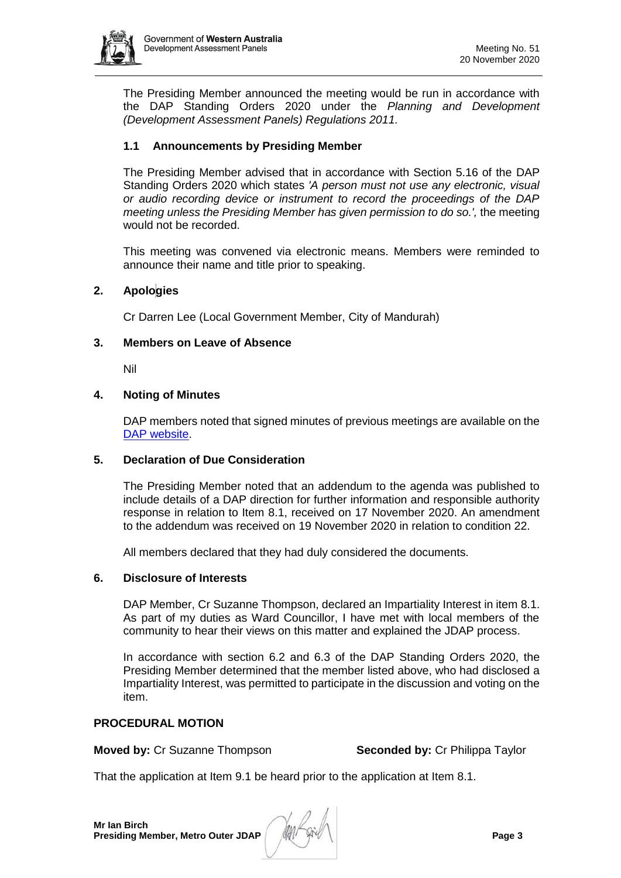The Presiding Member announced the meeting would be run in accordance with the DAP Standing Orders 2020 under the *Planning and Development (Development Assessment Panels) Regulations 2011.*

### 1.1 Announcements by Presiding Member

The Presiding Member advised that in accordance with Section 5.16 of the DAP Standing Orders 2020 which states *'A person must not use any electronic, visual or audio recording device or instrument to record the proceedings of the DAP meeting unless the Presiding Member has given permission to do so.',* the meeting would not be recorded.

This meeting was convened via electronic means. Members were reminded to announce their name and title prior to speaking.

## 2. Apologies

Cr Darren Lee (Local Government Member, City of Mandurah)

## 3. Members on Leave of Absence

Nil

## 4. Noting of Minutes

DAP members noted that signed minutes of previous meetings are available on the DAP website.

## 5. Declaration of Due Consideration

The Presiding Member noted that an addendum to the agenda was published to include details of a DAP direction for further information and responsible authority response in relation to Item 8.1, received on 17 November 2020. An amendment to the addendum was received on 19 November 2020 in relation to condition 22.

All members declared that they had duly considered the documents.

## 6. Disclosure of Interests

DAP Member, Cr Suzanne Thompson, declared an Impartiality Interest in item 8.1. As part of my duties as Ward Councillor, I have met with local members of the community to hear their views on this matter and explained the JDAP process.

In accordance with section 6.2 and 6.3 of the DAP Standing Orders 2020, the Presiding Member determined that the member listed above, who had disclosed a Impartiality Interest, was permitted to participate in the discussion and voting on the item.

**PROCEDURAL MOTION**

**Moved by:** Cr Suzanne Thompson **Seconded by:** Cr Philippa Taylor

That the application at Item 9.1 be heard prior to the application at Item 8.1.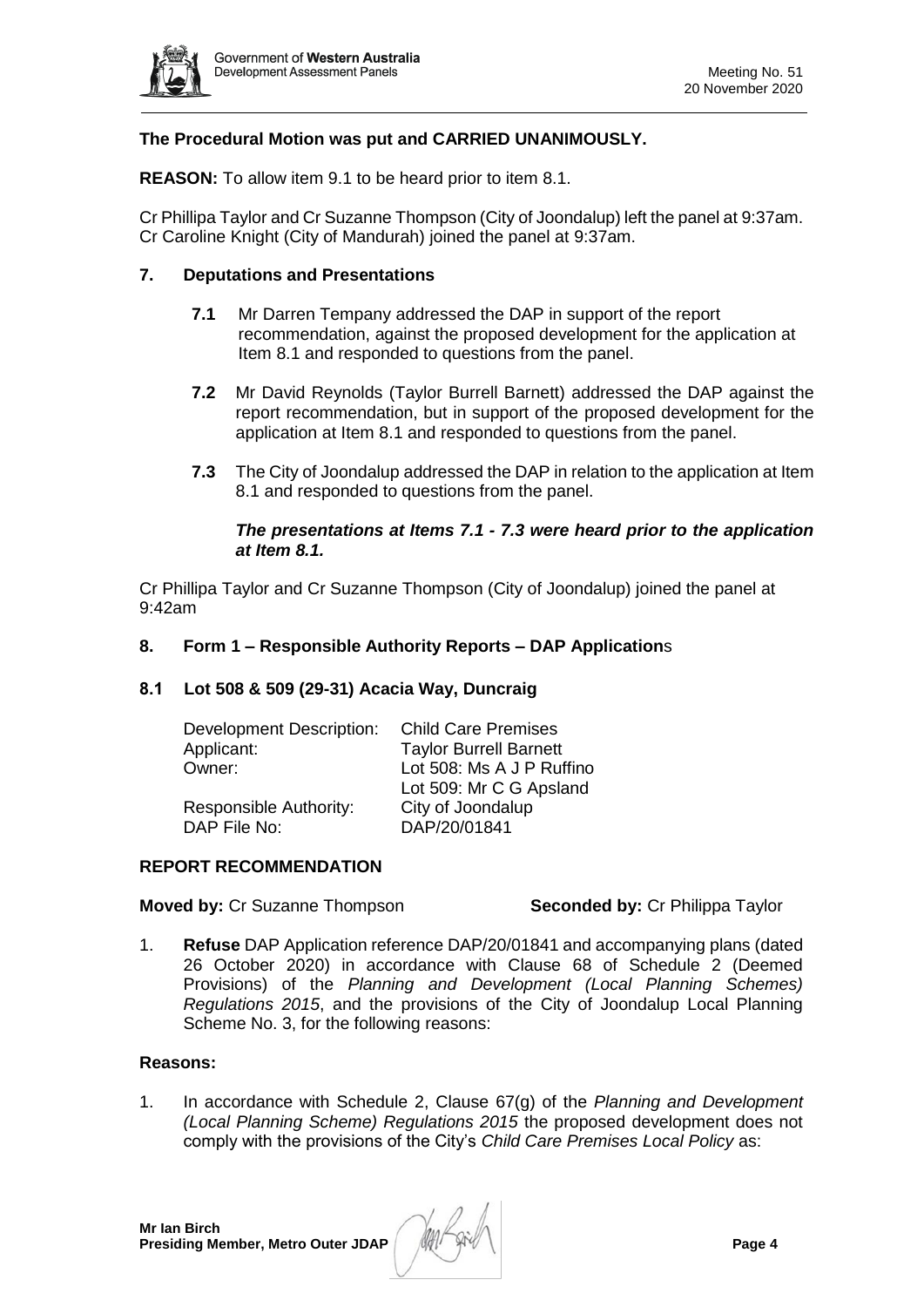**The Procedural Motion was put and CARRIED UNANIMOUSLY.**

**REASON:** To allow item 9.1 to be heard prior to item 8.1.

Cr Phillipa Taylor and Cr Suzanne Thompson (City of Joondalup) left the panel at 9:37am. Cr Caroline Knight (City of Mandurah) joined the panel at 9:37am.

## 7. Deputations and Presentations

**7.1** Mr Darren Tempany addressed the DAP in support of the report recommendation, against the proposed development for the application at Item 8.1 and responded to questions from the panel.

**7.2** Mr David Reynolds (Taylor Burrell Barnett) addressed the DAP against the report recommendation, but in support of the proposed development for the application at Item 8.1 and responded to questions from the panel.

**7.3** The City of Joondalup addressed the DAP in relation to the application at Item 8.1 and responded to questions from the panel.

***The presentations at Items 7.1 - 7.3 were heard prior to the application at Item 8.1.***

Cr Phillipa Taylor and Cr Suzanne Thompson (City of Joondalup) joined the panel at 9:42am

## 8. Form 1 – Responsible Authority Reports – DAP Applications

### 8.1 Lot 508 & 509 (29-31) Acacia Way, Duncraig

| | |
|---|---|
| Development Description: | Child Care Premises |
| Applicant: | Taylor Burrell Barnett |
| Owner: | Lot 508: Ms A J P Ruffino<br>Lot 509: Mr C G Apsland |
| Responsible Authority: | City of Joondalup |
| DAP File No: | DAP/20/01841 |

**REPORT RECOMMENDATION**

**Moved by:** Cr Suzanne Thompson **Seconded by:** Cr Philippa Taylor

1. **Refuse** DAP Application reference DAP/20/01841 and accompanying plans (dated 26 October 2020) in accordance with Clause 68 of Schedule 2 (Deemed Provisions) of the *Planning and Development (Local Planning Schemes) Regulations 2015*, and the provisions of the City of Joondalup Local Planning Scheme No. 3, for the following reasons:

**Reasons:**

1. In accordance with Schedule 2, Clause 67(g) of the *Planning and Development (Local Planning Scheme) Regulations 2015* the proposed development does not comply with the provisions of the City's *Child Care Premises Local Policy* as: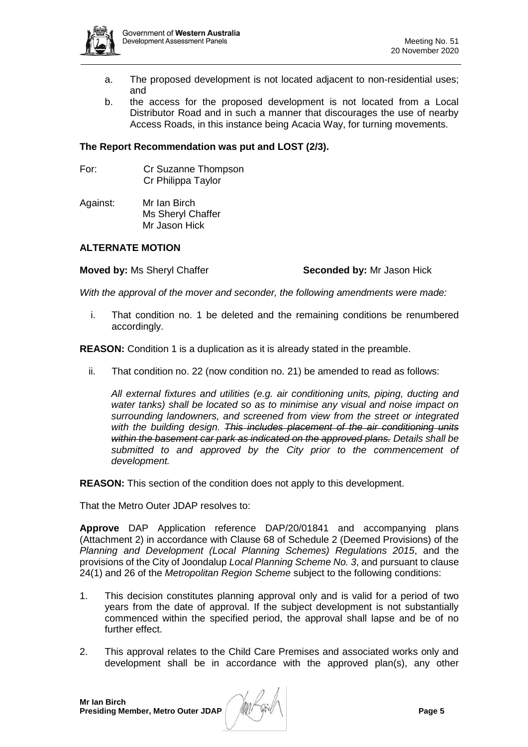a. The proposed development is not located adjacent to non-residential uses; and
b. the access for the proposed development is not located from a Local Distributor Road and in such a manner that discourages the use of nearby Access Roads, in this instance being Acacia Way, for turning movements.

**The Report Recommendation was put and LOST (2/3).**

For: Cr Suzanne Thompson
Cr Philippa Taylor

Against: Mr Ian Birch
Ms Sheryl Chaffer
Mr Jason Hick

## ALTERNATE MOTION

**Moved by:** Ms Sheryl Chaffer **Seconded by:** Mr Jason Hick

*With the approval of the mover and seconder, the following amendments were made:*

i. That condition no. 1 be deleted and the remaining conditions be renumbered accordingly.

**REASON:** Condition 1 is a duplication as it is already stated in the preamble.

ii. That condition no. 22 (now condition no. 21) be amended to read as follows:

*All external fixtures and utilities (e.g. air conditioning units, piping, ducting and water tanks) shall be located so as to minimise any visual and noise impact on surrounding landowners, and screened from view from the street or integrated with the building design. ~~This includes placement of the air conditioning units within the basement car park as indicated on the approved plans.~~ Details shall be submitted to and approved by the City prior to the commencement of development.*

**REASON:** This section of the condition does not apply to this development.

That the Metro Outer JDAP resolves to:

**Approve** DAP Application reference DAP/20/01841 and accompanying plans (Attachment 2) in accordance with Clause 68 of Schedule 2 (Deemed Provisions) of the *Planning and Development (Local Planning Schemes) Regulations 2015*, and the provisions of the City of Joondalup *Local Planning Scheme No. 3*, and pursuant to clause 24(1) and 26 of the *Metropolitan Region Scheme* subject to the following conditions:

1. This decision constitutes planning approval only and is valid for a period of two years from the date of approval. If the subject development is not substantially commenced within the specified period, the approval shall lapse and be of no further effect.
2. This approval relates to the Child Care Premises and associated works only and development shall be in accordance with the approved plan(s), any other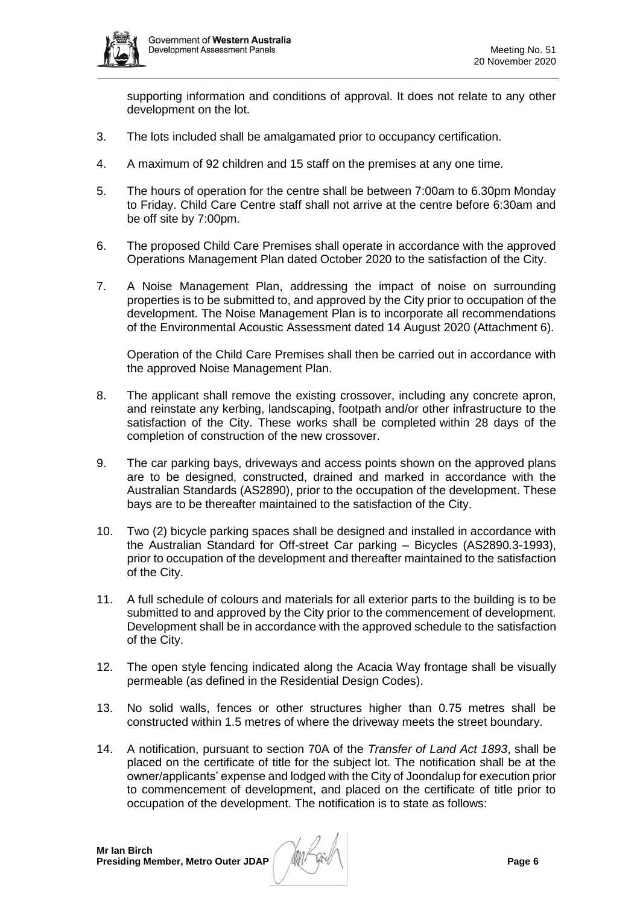supporting information and conditions of approval. It does not relate to any other development on the lot.

3. The lots included shall be amalgamated prior to occupancy certification.

4. A maximum of 92 children and 15 staff on the premises at any one time.

5. The hours of operation for the centre shall be between 7:00am to 6.30pm Monday to Friday. Child Care Centre staff shall not arrive at the centre before 6:30am and be off site by 7:00pm.

6. The proposed Child Care Premises shall operate in accordance with the approved Operations Management Plan dated October 2020 to the satisfaction of the City.

7. A Noise Management Plan, addressing the impact of noise on surrounding properties is to be submitted to, and approved by the City prior to occupation of the development. The Noise Management Plan is to incorporate all recommendations of the Environmental Acoustic Assessment dated 14 August 2020 (Attachment 6).

   Operation of the Child Care Premises shall then be carried out in accordance with the approved Noise Management Plan.

8. The applicant shall remove the existing crossover, including any concrete apron, and reinstate any kerbing, landscaping, footpath and/or other infrastructure to the satisfaction of the City. These works shall be completed within 28 days of the completion of construction of the new crossover.

9. The car parking bays, driveways and access points shown on the approved plans are to be designed, constructed, drained and marked in accordance with the Australian Standards (AS2890), prior to the occupation of the development. These bays are to be thereafter maintained to the satisfaction of the City.

10. Two (2) bicycle parking spaces shall be designed and installed in accordance with the Australian Standard for Off-street Car parking – Bicycles (AS2890.3-1993), prior to occupation of the development and thereafter maintained to the satisfaction of the City.

11. A full schedule of colours and materials for all exterior parts to the building is to be submitted to and approved by the City prior to the commencement of development. Development shall be in accordance with the approved schedule to the satisfaction of the City.

12. The open style fencing indicated along the Acacia Way frontage shall be visually permeable (as defined in the Residential Design Codes).

13. No solid walls, fences or other structures higher than 0.75 metres shall be constructed within 1.5 metres of where the driveway meets the street boundary.

14. A notification, pursuant to section 70A of the *Transfer of Land Act 1893*, shall be placed on the certificate of title for the subject lot. The notification shall be at the owner/applicants' expense and lodged with the City of Joondalup for execution prior to commencement of development, and placed on the certificate of title prior to occupation of the development. The notification is to state as follows:

**Mr Ian Birch**
**Presiding Member, Metro Outer JDAP**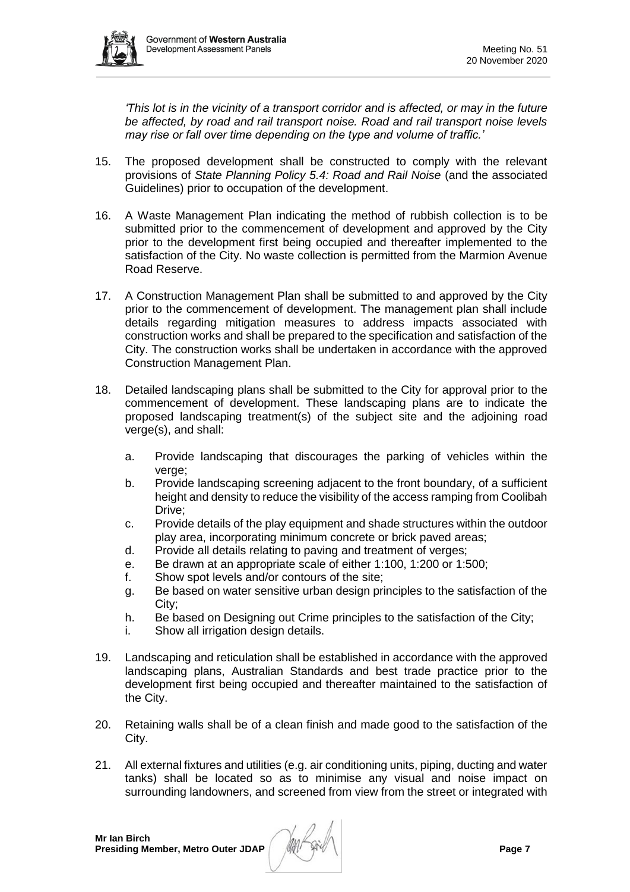*'This lot is in the vicinity of a transport corridor and is affected, or may in the future be affected, by road and rail transport noise. Road and rail transport noise levels may rise or fall over time depending on the type and volume of traffic.'*

15. The proposed development shall be constructed to comply with the relevant provisions of *State Planning Policy 5.4: Road and Rail Noise* (and the associated Guidelines) prior to occupation of the development.

16. A Waste Management Plan indicating the method of rubbish collection is to be submitted prior to the commencement of development and approved by the City prior to the development first being occupied and thereafter implemented to the satisfaction of the City. No waste collection is permitted from the Marmion Avenue Road Reserve.

17. A Construction Management Plan shall be submitted to and approved by the City prior to the commencement of development. The management plan shall include details regarding mitigation measures to address impacts associated with construction works and shall be prepared to the specification and satisfaction of the City. The construction works shall be undertaken in accordance with the approved Construction Management Plan.

18. Detailed landscaping plans shall be submitted to the City for approval prior to the commencement of development. These landscaping plans are to indicate the proposed landscaping treatment(s) of the subject site and the adjoining road verge(s), and shall:

    a. Provide landscaping that discourages the parking of vehicles within the verge;
    b. Provide landscaping screening adjacent to the front boundary, of a sufficient height and density to reduce the visibility of the access ramping from Coolibah Drive;
    c. Provide details of the play equipment and shade structures within the outdoor play area, incorporating minimum concrete or brick paved areas;
    d. Provide all details relating to paving and treatment of verges;
    e. Be drawn at an appropriate scale of either 1:100, 1:200 or 1:500;
    f. Show spot levels and/or contours of the site;
    g. Be based on water sensitive urban design principles to the satisfaction of the City;
    h. Be based on Designing out Crime principles to the satisfaction of the City;
    i. Show all irrigation design details.

19. Landscaping and reticulation shall be established in accordance with the approved landscaping plans, Australian Standards and best trade practice prior to the development first being occupied and thereafter maintained to the satisfaction of the City.

20. Retaining walls shall be of a clean finish and made good to the satisfaction of the City.

21. All external fixtures and utilities (e.g. air conditioning units, piping, ducting and water tanks) shall be located so as to minimise any visual and noise impact on surrounding landowners, and screened from view from the street or integrated with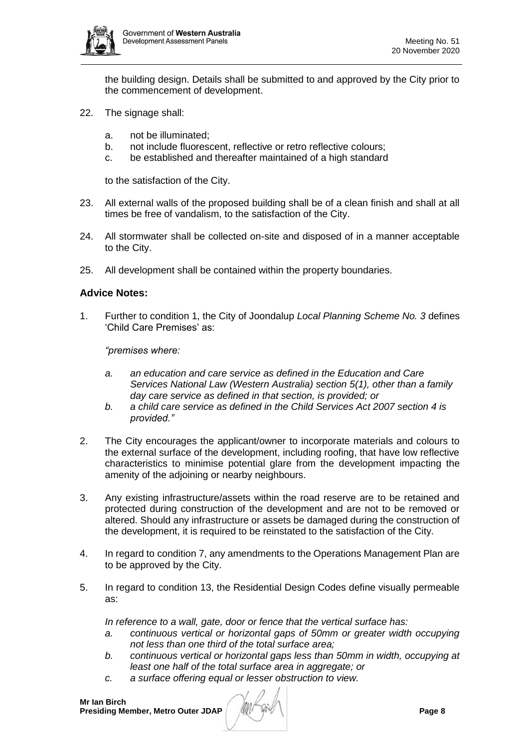the building design. Details shall be submitted to and approved by the City prior to the commencement of development.

22. The signage shall:

    a. not be illuminated;
    b. not include fluorescent, reflective or retro reflective colours;
    c. be established and thereafter maintained of a high standard

    to the satisfaction of the City.

23. All external walls of the proposed building shall be of a clean finish and shall at all times be free of vandalism, to the satisfaction of the City.

24. All stormwater shall be collected on-site and disposed of in a manner acceptable to the City.

25. All development shall be contained within the property boundaries.

**Advice Notes:**

1. Further to condition 1, the City of Joondalup *Local Planning Scheme No. 3* defines 'Child Care Premises' as:

   *"premises where:*

   *a. an education and care service as defined in the Education and Care Services National Law (Western Australia) section 5(1), other than a family day care service as defined in that section, is provided; or*
   *b. a child care service as defined in the Child Services Act 2007 section 4 is provided."*

2. The City encourages the applicant/owner to incorporate materials and colours to the external surface of the development, including roofing, that have low reflective characteristics to minimise potential glare from the development impacting the amenity of the adjoining or nearby neighbours.

3. Any existing infrastructure/assets within the road reserve are to be retained and protected during construction of the development and are not to be removed or altered. Should any infrastructure or assets be damaged during the construction of the development, it is required to be reinstated to the satisfaction of the City.

4. In regard to condition 7, any amendments to the Operations Management Plan are to be approved by the City.

5. In regard to condition 13, the Residential Design Codes define visually permeable as:

   *In reference to a wall, gate, door or fence that the vertical surface has:*
   *a. continuous vertical or horizontal gaps of 50mm or greater width occupying not less than one third of the total surface area;*
   *b. continuous vertical or horizontal gaps less than 50mm in width, occupying at least one half of the total surface area in aggregate; or*
   *c. a surface offering equal or lesser obstruction to view.*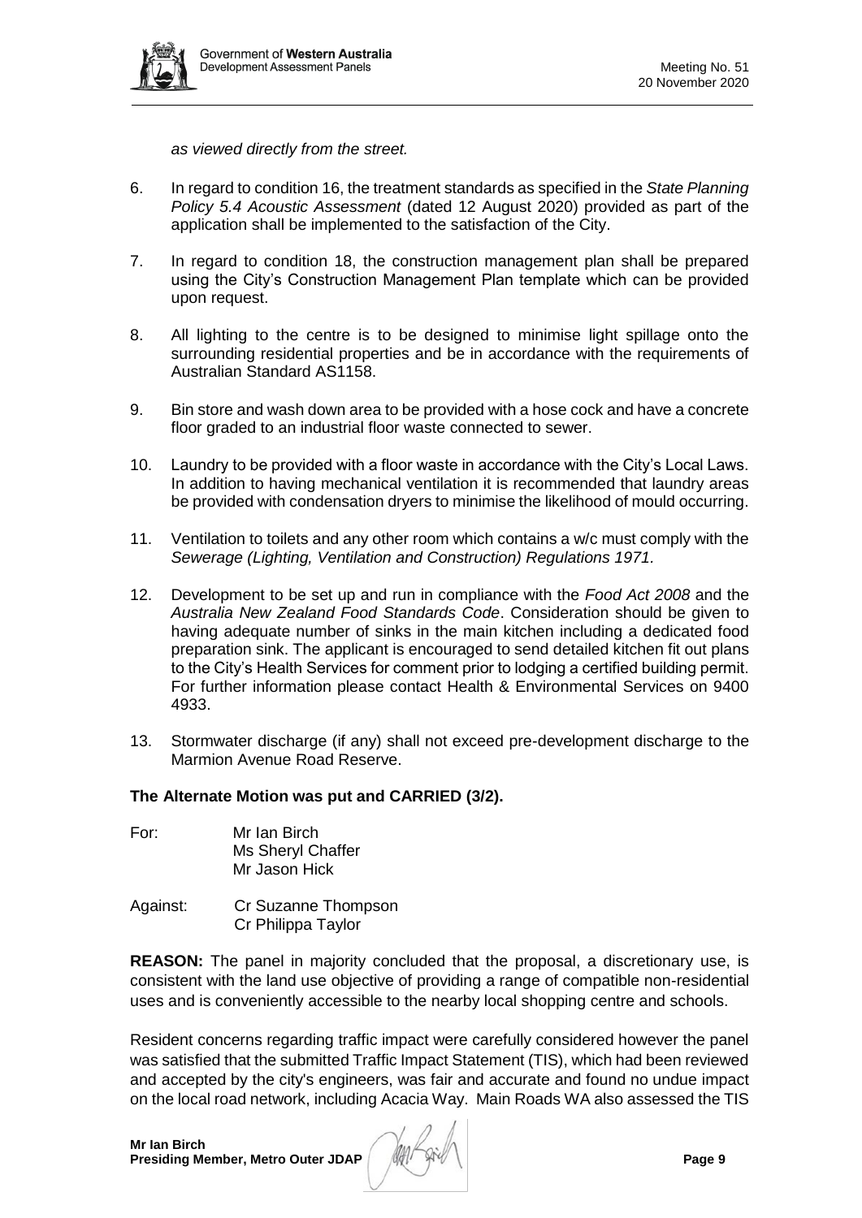*as viewed directly from the street.*

6. In regard to condition 16, the treatment standards as specified in the *State Planning Policy 5.4 Acoustic Assessment* (dated 12 August 2020) provided as part of the application shall be implemented to the satisfaction of the City.

7. In regard to condition 18, the construction management plan shall be prepared using the City's Construction Management Plan template which can be provided upon request.

8. All lighting to the centre is to be designed to minimise light spillage onto the surrounding residential properties and be in accordance with the requirements of Australian Standard AS1158.

9. Bin store and wash down area to be provided with a hose cock and have a concrete floor graded to an industrial floor waste connected to sewer.

10. Laundry to be provided with a floor waste in accordance with the City's Local Laws. In addition to having mechanical ventilation it is recommended that laundry areas be provided with condensation dryers to minimise the likelihood of mould occurring.

11. Ventilation to toilets and any other room which contains a w/c must comply with the *Sewerage (Lighting, Ventilation and Construction) Regulations 1971*.

12. Development to be set up and run in compliance with the *Food Act 2008* and the *Australia New Zealand Food Standards Code*. Consideration should be given to having adequate number of sinks in the main kitchen including a dedicated food preparation sink. The applicant is encouraged to send detailed kitchen fit out plans to the City's Health Services for comment prior to lodging a certified building permit. For further information please contact Health & Environmental Services on 9400 4933.

13. Stormwater discharge (if any) shall not exceed pre-development discharge to the Marmion Avenue Road Reserve.

**The Alternate Motion was put and CARRIED (3/2).**

For: Mr Ian Birch
Ms Sheryl Chaffer
Mr Jason Hick

Against: Cr Suzanne Thompson
Cr Philippa Taylor

**REASON:** The panel in majority concluded that the proposal, a discretionary use, is consistent with the land use objective of providing a range of compatible non-residential uses and is conveniently accessible to the nearby local shopping centre and schools.

Resident concerns regarding traffic impact were carefully considered however the panel was satisfied that the submitted Traffic Impact Statement (TIS), which had been reviewed and accepted by the city's engineers, was fair and accurate and found no undue impact on the local road network, including Acacia Way. Main Roads WA also assessed the TIS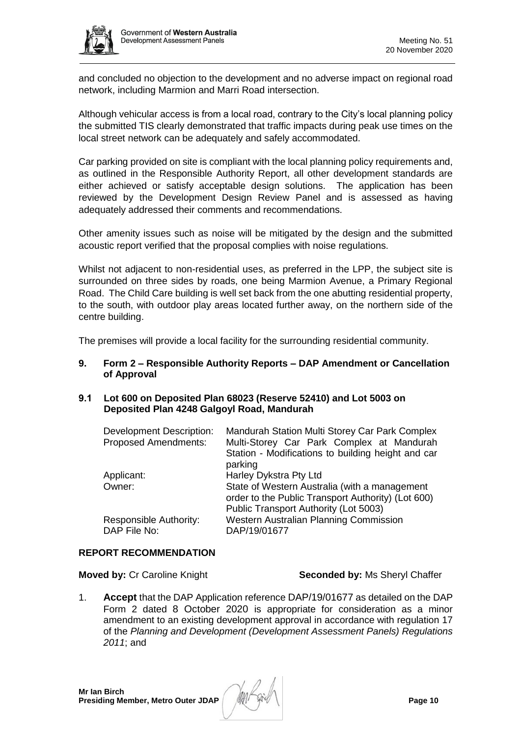and concluded no objection to the development and no adverse impact on regional road network, including Marmion and Marri Road intersection.

Although vehicular access is from a local road, contrary to the City's local planning policy the submitted TIS clearly demonstrated that traffic impacts during peak use times on the local street network can be adequately and safely accommodated.

Car parking provided on site is compliant with the local planning policy requirements and, as outlined in the Responsible Authority Report, all other development standards are either achieved or satisfy acceptable design solutions. The application has been reviewed by the Development Design Review Panel and is assessed as having adequately addressed their comments and recommendations.

Other amenity issues such as noise will be mitigated by the design and the submitted acoustic report verified that the proposal complies with noise regulations.

Whilst not adjacent to non-residential uses, as preferred in the LPP, the subject site is surrounded on three sides by roads, one being Marmion Avenue, a Primary Regional Road. The Child Care building is well set back from the one abutting residential property, to the south, with outdoor play areas located further away, on the northern side of the centre building.

The premises will provide a local facility for the surrounding residential community.

## 9. Form 2 – Responsible Authority Reports – DAP Amendment or Cancellation of Approval

### 9.1 Lot 600 on Deposited Plan 68023 (Reserve 52410) and Lot 5003 on Deposited Plan 4248 Galgoyl Road, Mandurah

| | |
|---|---|
| Development Description: | Mandurah Station Multi Storey Car Park Complex |
| Proposed Amendments: | Multi-Storey Car Park Complex at Mandurah Station - Modifications to building height and car parking |
| Applicant: | Harley Dykstra Pty Ltd |
| Owner: | State of Western Australia (with a management order to the Public Transport Authority) (Lot 600) Public Transport Authority (Lot 5003) |
| Responsible Authority: | Western Australian Planning Commission |
| DAP File No: | DAP/19/01677 |

**REPORT RECOMMENDATION**

**Moved by:** Cr Caroline Knight **Seconded by:** Ms Sheryl Chaffer

1. **Accept** that the DAP Application reference DAP/19/01677 as detailed on the DAP Form 2 dated 8 October 2020 is appropriate for consideration as a minor amendment to an existing development approval in accordance with regulation 17 of the *Planning and Development (Development Assessment Panels) Regulations 2011*; and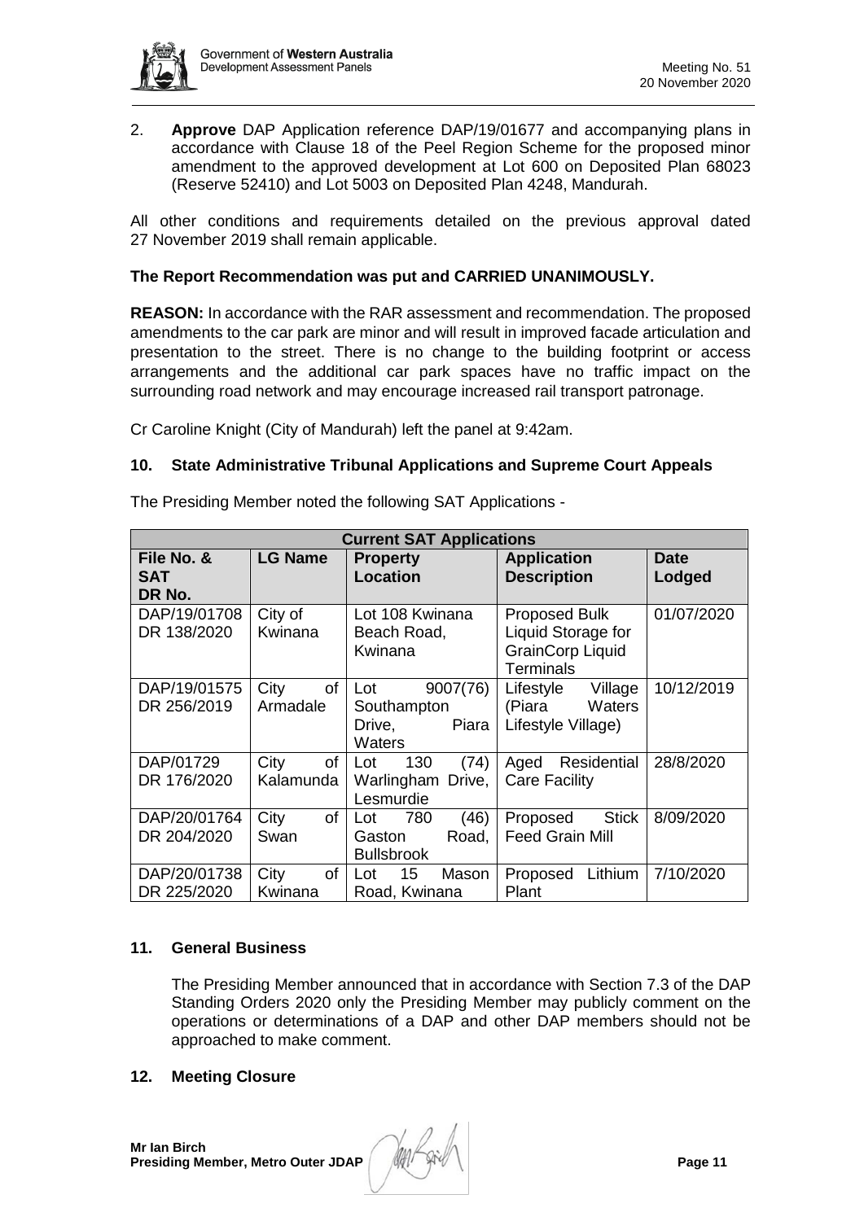2. **Approve** DAP Application reference DAP/19/01677 and accompanying plans in accordance with Clause 18 of the Peel Region Scheme for the proposed minor amendment to the approved development at Lot 600 on Deposited Plan 68023 (Reserve 52410) and Lot 5003 on Deposited Plan 4248, Mandurah.

All other conditions and requirements detailed on the previous approval dated 27 November 2019 shall remain applicable.

**The Report Recommendation was put and CARRIED UNANIMOUSLY.**

**REASON:** In accordance with the RAR assessment and recommendation. The proposed amendments to the car park are minor and will result in improved facade articulation and presentation to the street. There is no change to the building footprint or access arrangements and the additional car park spaces have no traffic impact on the surrounding road network and may encourage increased rail transport patronage.

Cr Caroline Knight (City of Mandurah) left the panel at 9:42am.

## 10. State Administrative Tribunal Applications and Supreme Court Appeals

The Presiding Member noted the following SAT Applications -

| Current SAT Applications | | | | |
|---|---|---|---|---|
| **File No. & SAT DR No.** | **LG Name** | **Property Location** | **Application Description** | **Date Lodged** |
| DAP/19/01708 DR 138/2020 | City of Kwinana | Lot 108 Kwinana Beach Road, Kwinana | Proposed Bulk Liquid Storage for GrainCorp Liquid Terminals | 01/07/2020 |
| DAP/19/01575 DR 256/2019 | City of Armadale | Lot 9007(76) Southampton Drive, Piara Waters | Lifestyle Village (Piara Waters Lifestyle Village) | 10/12/2019 |
| DAP/01729 DR 176/2020 | City of Kalamunda | Lot 130 (74) Warlingham Drive, Lesmurdie | Aged Residential Care Facility | 28/8/2020 |
| DAP/20/01764 DR 204/2020 | City of Swan | Lot 780 (46) Gaston Road, Bullsbrook | Proposed Stick Feed Grain Mill | 8/09/2020 |
| DAP/20/01738 DR 225/2020 | City of Kwinana | Lot 15 Mason Road, Kwinana | Proposed Lithium Plant | 7/10/2020 |

## 11. General Business

The Presiding Member announced that in accordance with Section 7.3 of the DAP Standing Orders 2020 only the Presiding Member may publicly comment on the operations or determinations of a DAP and other DAP members should not be approached to make comment.

## 12. Meeting Closure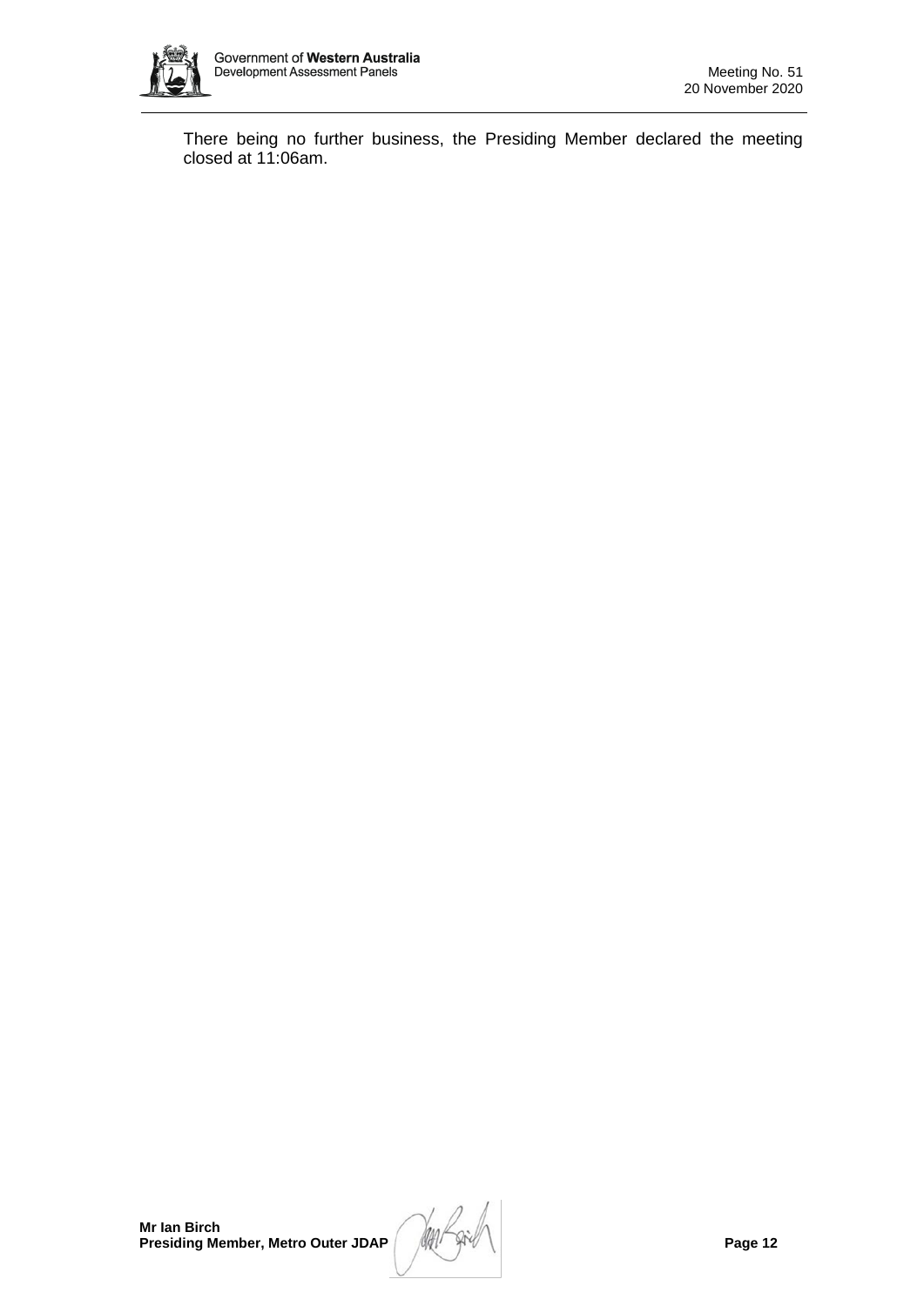There being no further business, the Presiding Member declared the meeting closed at 11:06am.

**Mr Ian Birch**
**Presiding Member, Metro Outer JDAP**